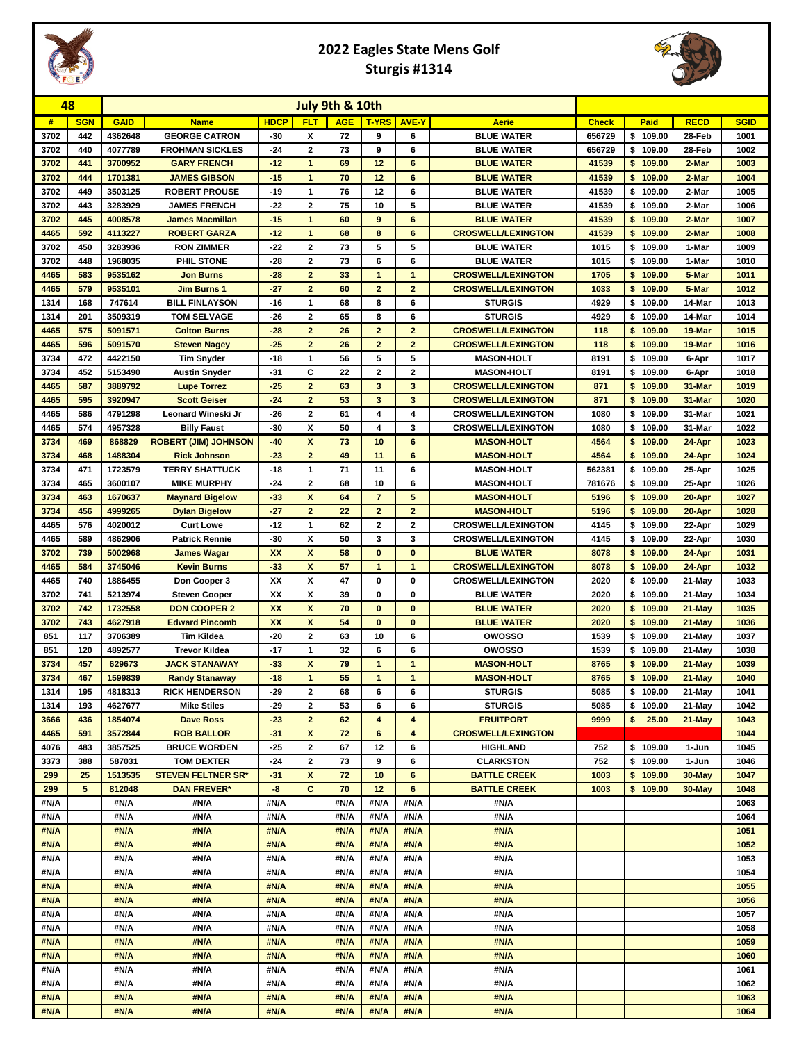# 2022 Eagles State Mens Golf
## Sturgis #1314

| 48 | | | | | July 9th & 10th | | | | | | | | |
|---|---|---|---|---|---|---|---|---|---|---|---|---|---|
| # | SGN | GAID | Name | HDCP | FLT | AGE | T-YRS | AVE-Y | Aerie | Check | Paid | RECD | SGID |
| 3702 | 442 | 4362648 | GEORGE CATRON | -30 | X | 72 | 9 | 6 | BLUE WATER | 656729 | $ 109.00 | 28-Feb | 1001 |
| 3702 | 440 | 4077789 | FROHMAN SICKLES | -24 | 2 | 73 | 9 | 6 | BLUE WATER | 656729 | $ 109.00 | 28-Feb | 1002 |
| 3702 | 441 | 3700952 | GARY FRENCH | -12 | 1 | 69 | 12 | 6 | BLUE WATER | 41539 | $ 109.00 | 2-Mar | 1003 |
| 3702 | 444 | 1701381 | JAMES GIBSON | -15 | 1 | 70 | 12 | 6 | BLUE WATER | 41539 | $ 109.00 | 2-Mar | 1004 |
| 3702 | 449 | 3503125 | ROBERT PROUSE | -19 | 1 | 76 | 12 | 6 | BLUE WATER | 41539 | $ 109.00 | 2-Mar | 1005 |
| 3702 | 443 | 3283929 | JAMES FRENCH | -22 | 2 | 75 | 10 | 5 | BLUE WATER | 41539 | $ 109.00 | 2-Mar | 1006 |
| 3702 | 445 | 4008578 | James Macmillan | -15 | 1 | 60 | 9 | 6 | BLUE WATER | 41539 | $ 109.00 | 2-Mar | 1007 |
| 4465 | 592 | 4113227 | ROBERT GARZA | -12 | 1 | 68 | 8 | 6 | CROSWELL/LEXINGTON | 41539 | $ 109.00 | 2-Mar | 1008 |
| 3702 | 450 | 3283936 | RON ZIMMER | -22 | 2 | 73 | 5 | 5 | BLUE WATER | 1015 | $ 109.00 | 1-Mar | 1009 |
| 3702 | 448 | 1968035 | PHIL STONE | -28 | 2 | 73 | 6 | 6 | BLUE WATER | 1015 | $ 109.00 | 1-Mar | 1010 |
| 4465 | 583 | 9535162 | Jon Burns | -28 | 2 | 33 | 1 | 1 | CROSWELL/LEXINGTON | 1705 | $ 109.00 | 5-Mar | 1011 |
| 4465 | 579 | 9535101 | Jim Burns 1 | -27 | 2 | 60 | 2 | 2 | CROSWELL/LEXINGTON | 1033 | $ 109.00 | 5-Mar | 1012 |
| 1314 | 168 | 747614 | BILL FINLAYSON | -16 | 1 | 68 | 8 | 6 | STURGIS | 4929 | $ 109.00 | 14-Mar | 1013 |
| 1314 | 201 | 3509319 | TOM SELVAGE | -26 | 2 | 65 | 8 | 6 | STURGIS | 4929 | $ 109.00 | 14-Mar | 1014 |
| 4465 | 575 | 5091571 | Colton Burns | -28 | 2 | 26 | 2 | 2 | CROSWELL/LEXINGTON | 118 | $ 109.00 | 19-Mar | 1015 |
| 4465 | 596 | 5091570 | Steven Nagey | -25 | 2 | 26 | 2 | 2 | CROSWELL/LEXINGTON | 118 | $ 109.00 | 19-Mar | 1016 |
| 3734 | 472 | 4422150 | Tim Snyder | -18 | 1 | 56 | 5 | 5 | MASON-HOLT | 8191 | $ 109.00 | 6-Apr | 1017 |
| 3734 | 452 | 5153490 | Austin Snyder | -31 | C | 22 | 2 | 2 | MASON-HOLT | 8191 | $ 109.00 | 6-Apr | 1018 |
| 4465 | 587 | 3889792 | Lupe Torrez | -25 | 2 | 63 | 3 | 3 | CROSWELL/LEXINGTON | 871 | $ 109.00 | 31-Mar | 1019 |
| 4465 | 595 | 3920947 | Scott Geiser | -24 | 2 | 53 | 3 | 3 | CROSWELL/LEXINGTON | 871 | $ 109.00 | 31-Mar | 1020 |
| 4465 | 586 | 4791298 | Leonard Wineski Jr | -26 | 2 | 61 | 4 | 4 | CROSWELL/LEXINGTON | 1080 | $ 109.00 | 31-Mar | 1021 |
| 4465 | 574 | 4957328 | Billy Faust | -30 | X | 50 | 4 | 3 | CROSWELL/LEXINGTON | 1080 | $ 109.00 | 31-Mar | 1022 |
| 3734 | 469 | 868829 | ROBERT (JIM) JOHNSON | -40 | X | 73 | 10 | 6 | MASON-HOLT | 4564 | $ 109.00 | 24-Apr | 1023 |
| 3734 | 468 | 1488304 | Rick Johnson | -23 | 2 | 49 | 11 | 6 | MASON-HOLT | 4564 | $ 109.00 | 24-Apr | 1024 |
| 3734 | 471 | 1723579 | TERRY SHATTUCK | -18 | 1 | 71 | 11 | 6 | MASON-HOLT | 562381 | $ 109.00 | 25-Apr | 1025 |
| 3734 | 465 | 3600107 | MIKE MURPHY | -24 | 2 | 68 | 10 | 6 | MASON-HOLT | 781676 | $ 109.00 | 25-Apr | 1026 |
| 3734 | 463 | 1670637 | Maynard Bigelow | -33 | X | 64 | 7 | 5 | MASON-HOLT | 5196 | $ 109.00 | 20-Apr | 1027 |
| 3734 | 456 | 4999265 | Dylan Bigelow | -27 | 2 | 22 | 2 | 2 | MASON-HOLT | 5196 | $ 109.00 | 20-Apr | 1028 |
| 4465 | 576 | 4020012 | Curt Lowe | -12 | 1 | 62 | 2 | 2 | CROSWELL/LEXINGTON | 4145 | $ 109.00 | 22-Apr | 1029 |
| 4465 | 589 | 4862906 | Patrick Rennie | -30 | X | 50 | 3 | 3 | CROSWELL/LEXINGTON | 4145 | $ 109.00 | 22-Apr | 1030 |
| 3702 | 739 | 5002968 | James Wagar | XX | X | 58 | 0 | 0 | BLUE WATER | 8078 | $ 109.00 | 24-Apr | 1031 |
| 4465 | 584 | 3745046 | Kevin Burns | -33 | X | 57 | 1 | 1 | CROSWELL/LEXINGTON | 8078 | $ 109.00 | 24-Apr | 1032 |
| 4465 | 740 | 1886455 | Don Cooper 3 | XX | X | 47 | 0 | 0 | CROSWELL/LEXINGTON | 2020 | $ 109.00 | 21-May | 1033 |
| 3702 | 741 | 5213974 | Steven Cooper | XX | X | 39 | 0 | 0 | BLUE WATER | 2020 | $ 109.00 | 21-May | 1034 |
| 3702 | 742 | 1732558 | DON COOPER 2 | XX | X | 70 | 0 | 0 | BLUE WATER | 2020 | $ 109.00 | 21-May | 1035 |
| 3702 | 743 | 4627918 | Edward Pincomb | XX | X | 54 | 0 | 0 | BLUE WATER | 2020 | $ 109.00 | 21-May | 1036 |
| 851 | 117 | 3706389 | Tim Kildea | -20 | 2 | 63 | 10 | 6 | OWOSSO | 1539 | $ 109.00 | 21-May | 1037 |
| 851 | 120 | 4892577 | Trevor Kildea | -17 | 1 | 32 | 6 | 6 | OWOSSO | 1539 | $ 109.00 | 21-May | 1038 |
| 3734 | 457 | 629673 | JACK STANAWAY | -33 | X | 79 | 1 | 1 | MASON-HOLT | 8765 | $ 109.00 | 21-May | 1039 |
| 3734 | 467 | 1599839 | Randy Stanaway | -18 | 1 | 55 | 1 | 1 | MASON-HOLT | 8765 | $ 109.00 | 21-May | 1040 |
| 1314 | 195 | 4818313 | RICK HENDERSON | -29 | 2 | 68 | 6 | 6 | STURGIS | 5085 | $ 109.00 | 21-May | 1041 |
| 1314 | 193 | 4627677 | Mike Stiles | -29 | 2 | 53 | 6 | 6 | STURGIS | 5085 | $ 109.00 | 21-May | 1042 |
| 3666 | 436 | 1854074 | Dave Ross | -23 | 2 | 62 | 4 | 4 | FRUITPORT | 9999 | $ 25.00 | 21-May | 1043 |
| 4465 | 591 | 3572844 | ROB BALLOR | -31 | X | 72 | 6 | 4 | CROSWELL/LEXINGTON | | | | 1044 |
| 4076 | 483 | 3857525 | BRUCE WORDEN | -25 | 2 | 67 | 12 | 6 | HIGHLAND | 752 | $ 109.00 | 1-Jun | 1045 |
| 3373 | 388 | 587031 | TOM DEXTER | -24 | 2 | 73 | 9 | 6 | CLARKSTON | 752 | $ 109.00 | 1-Jun | 1046 |
| 299 | 25 | 1513535 | STEVEN FELTNER SR* | -31 | X | 72 | 10 | 6 | BATTLE CREEK | 1003 | $ 109.00 | 30-May | 1047 |
| 299 | 5 | 812048 | DAN FREVER* | -8 | C | 70 | 12 | 6 | BATTLE CREEK | 1003 | $ 109.00 | 30-May | 1048 |
| #N/A | | #N/A | #N/A | #N/A | | #N/A | #N/A | #N/A | #N/A | | | | 1063 |
| #N/A | | #N/A | #N/A | #N/A | | #N/A | #N/A | #N/A | #N/A | | | | 1064 |
| #N/A | | #N/A | #N/A | #N/A | | #N/A | #N/A | #N/A | #N/A | | | | 1051 |
| #N/A | | #N/A | #N/A | #N/A | | #N/A | #N/A | #N/A | #N/A | | | | 1052 |
| #N/A | | #N/A | #N/A | #N/A | | #N/A | #N/A | #N/A | #N/A | | | | 1053 |
| #N/A | | #N/A | #N/A | #N/A | | #N/A | #N/A | #N/A | #N/A | | | | 1054 |
| #N/A | | #N/A | #N/A | #N/A | | #N/A | #N/A | #N/A | #N/A | | | | 1055 |
| #N/A | | #N/A | #N/A | #N/A | | #N/A | #N/A | #N/A | #N/A | | | | 1056 |
| #N/A | | #N/A | #N/A | #N/A | | #N/A | #N/A | #N/A | #N/A | | | | 1057 |
| #N/A | | #N/A | #N/A | #N/A | | #N/A | #N/A | #N/A | #N/A | | | | 1058 |
| #N/A | | #N/A | #N/A | #N/A | | #N/A | #N/A | #N/A | #N/A | | | | 1059 |
| #N/A | | #N/A | #N/A | #N/A | | #N/A | #N/A | #N/A | #N/A | | | | 1060 |
| #N/A | | #N/A | #N/A | #N/A | | #N/A | #N/A | #N/A | #N/A | | | | 1061 |
| #N/A | | #N/A | #N/A | #N/A | | #N/A | #N/A | #N/A | #N/A | | | | 1062 |
| #N/A | | #N/A | #N/A | #N/A | | #N/A | #N/A | #N/A | #N/A | | | | 1063 |
| #N/A | | #N/A | #N/A | #N/A | | #N/A | #N/A | #N/A | #N/A | | | | 1064 |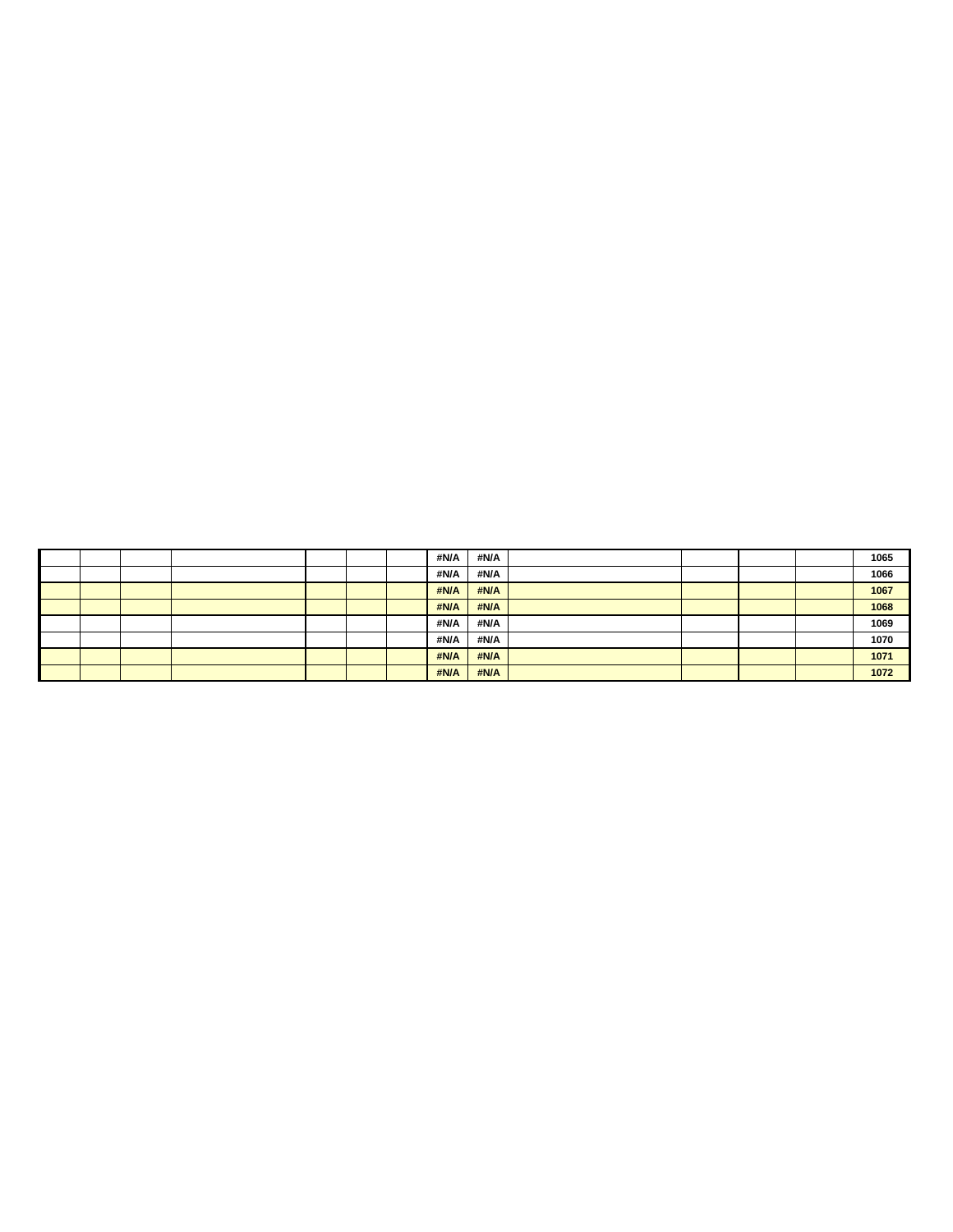|  |  |  |  |  |  |  |  |  |  |  |  |  |  |
|---|---|---|---|---|---|---|---|---|---|---|---|---|---|
|  |  |  |  |  |  |  | #N/A | #N/A |  |  |  |  | 1065 |
|  |  |  |  |  |  |  | #N/A | #N/A |  |  |  |  | 1066 |
|  |  |  |  |  |  |  | #N/A | #N/A |  |  |  |  | 1067 |
|  |  |  |  |  |  |  | #N/A | #N/A |  |  |  |  | 1068 |
|  |  |  |  |  |  |  | #N/A | #N/A |  |  |  |  | 1069 |
|  |  |  |  |  |  |  | #N/A | #N/A |  |  |  |  | 1070 |
|  |  |  |  |  |  |  | #N/A | #N/A |  |  |  |  | 1071 |
|  |  |  |  |  |  |  | #N/A | #N/A |  |  |  |  | 1072 |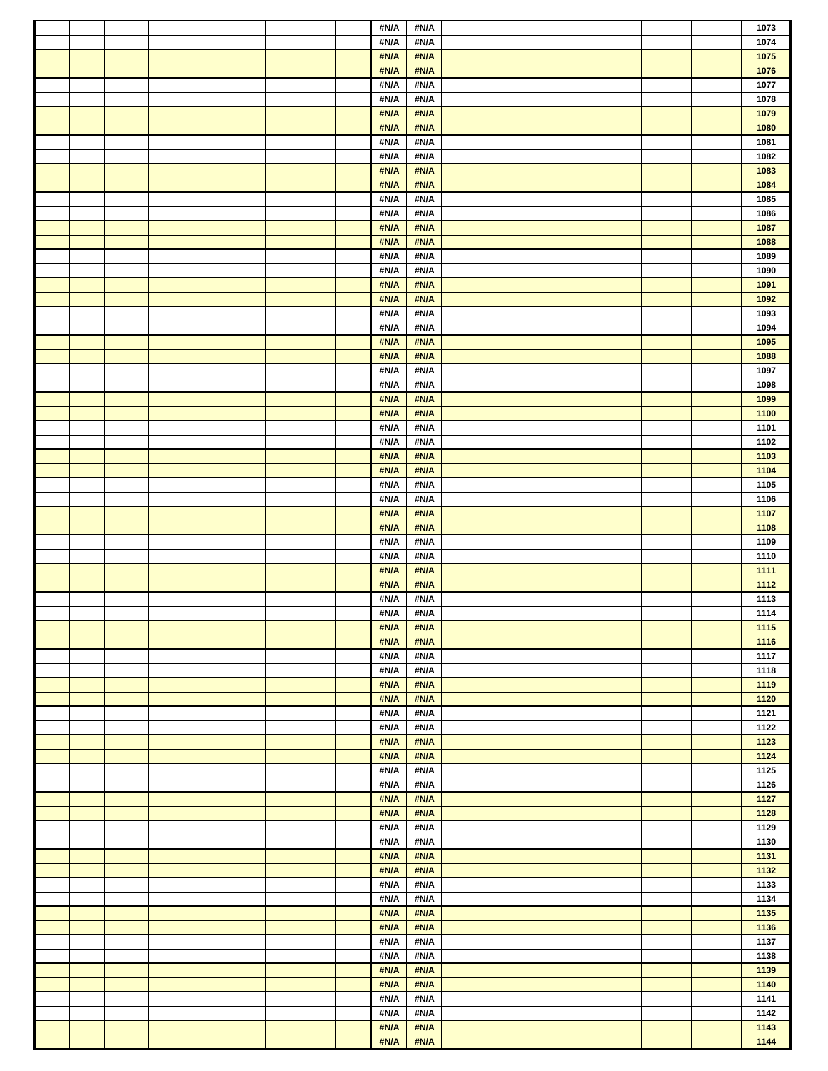| | | | | | | | | | | | | | |
|---|---|---|---|---|---|---|---|---|---|---|---|---|---|
| | | | | | | | #N/A | #N/A | | | | | 1073 |
| | | | | | | | #N/A | #N/A | | | | | 1074 |
| | | | | | | | #N/A | #N/A | | | | | 1075 |
| | | | | | | | #N/A | #N/A | | | | | 1076 |
| | | | | | | | #N/A | #N/A | | | | | 1077 |
| | | | | | | | #N/A | #N/A | | | | | 1078 |
| | | | | | | | #N/A | #N/A | | | | | 1079 |
| | | | | | | | #N/A | #N/A | | | | | 1080 |
| | | | | | | | #N/A | #N/A | | | | | 1081 |
| | | | | | | | #N/A | #N/A | | | | | 1082 |
| | | | | | | | #N/A | #N/A | | | | | 1083 |
| | | | | | | | #N/A | #N/A | | | | | 1084 |
| | | | | | | | #N/A | #N/A | | | | | 1085 |
| | | | | | | | #N/A | #N/A | | | | | 1086 |
| | | | | | | | #N/A | #N/A | | | | | 1087 |
| | | | | | | | #N/A | #N/A | | | | | 1088 |
| | | | | | | | #N/A | #N/A | | | | | 1089 |
| | | | | | | | #N/A | #N/A | | | | | 1090 |
| | | | | | | | #N/A | #N/A | | | | | 1091 |
| | | | | | | | #N/A | #N/A | | | | | 1092 |
| | | | | | | | #N/A | #N/A | | | | | 1093 |
| | | | | | | | #N/A | #N/A | | | | | 1094 |
| | | | | | | | #N/A | #N/A | | | | | 1095 |
| | | | | | | | #N/A | #N/A | | | | | 1088 |
| | | | | | | | #N/A | #N/A | | | | | 1097 |
| | | | | | | | #N/A | #N/A | | | | | 1098 |
| | | | | | | | #N/A | #N/A | | | | | 1099 |
| | | | | | | | #N/A | #N/A | | | | | 1100 |
| | | | | | | | #N/A | #N/A | | | | | 1101 |
| | | | | | | | #N/A | #N/A | | | | | 1102 |
| | | | | | | | #N/A | #N/A | | | | | 1103 |
| | | | | | | | #N/A | #N/A | | | | | 1104 |
| | | | | | | | #N/A | #N/A | | | | | 1105 |
| | | | | | | | #N/A | #N/A | | | | | 1106 |
| | | | | | | | #N/A | #N/A | | | | | 1107 |
| | | | | | | | #N/A | #N/A | | | | | 1108 |
| | | | | | | | #N/A | #N/A | | | | | 1109 |
| | | | | | | | #N/A | #N/A | | | | | 1110 |
| | | | | | | | #N/A | #N/A | | | | | 1111 |
| | | | | | | | #N/A | #N/A | | | | | 1112 |
| | | | | | | | #N/A | #N/A | | | | | 1113 |
| | | | | | | | #N/A | #N/A | | | | | 1114 |
| | | | | | | | #N/A | #N/A | | | | | 1115 |
| | | | | | | | #N/A | #N/A | | | | | 1116 |
| | | | | | | | #N/A | #N/A | | | | | 1117 |
| | | | | | | | #N/A | #N/A | | | | | 1118 |
| | | | | | | | #N/A | #N/A | | | | | 1119 |
| | | | | | | | #N/A | #N/A | | | | | 1120 |
| | | | | | | | #N/A | #N/A | | | | | 1121 |
| | | | | | | | #N/A | #N/A | | | | | 1122 |
| | | | | | | | #N/A | #N/A | | | | | 1123 |
| | | | | | | | #N/A | #N/A | | | | | 1124 |
| | | | | | | | #N/A | #N/A | | | | | 1125 |
| | | | | | | | #N/A | #N/A | | | | | 1126 |
| | | | | | | | #N/A | #N/A | | | | | 1127 |
| | | | | | | | #N/A | #N/A | | | | | 1128 |
| | | | | | | | #N/A | #N/A | | | | | 1129 |
| | | | | | | | #N/A | #N/A | | | | | 1130 |
| | | | | | | | #N/A | #N/A | | | | | 1131 |
| | | | | | | | #N/A | #N/A | | | | | 1132 |
| | | | | | | | #N/A | #N/A | | | | | 1133 |
| | | | | | | | #N/A | #N/A | | | | | 1134 |
| | | | | | | | #N/A | #N/A | | | | | 1135 |
| | | | | | | | #N/A | #N/A | | | | | 1136 |
| | | | | | | | #N/A | #N/A | | | | | 1137 |
| | | | | | | | #N/A | #N/A | | | | | 1138 |
| | | | | | | | #N/A | #N/A | | | | | 1139 |
| | | | | | | | #N/A | #N/A | | | | | 1140 |
| | | | | | | | #N/A | #N/A | | | | | 1141 |
| | | | | | | | #N/A | #N/A | | | | | 1142 |
| | | | | | | | #N/A | #N/A | | | | | 1143 |
| | | | | | | | #N/A | #N/A | | | | | 1144 |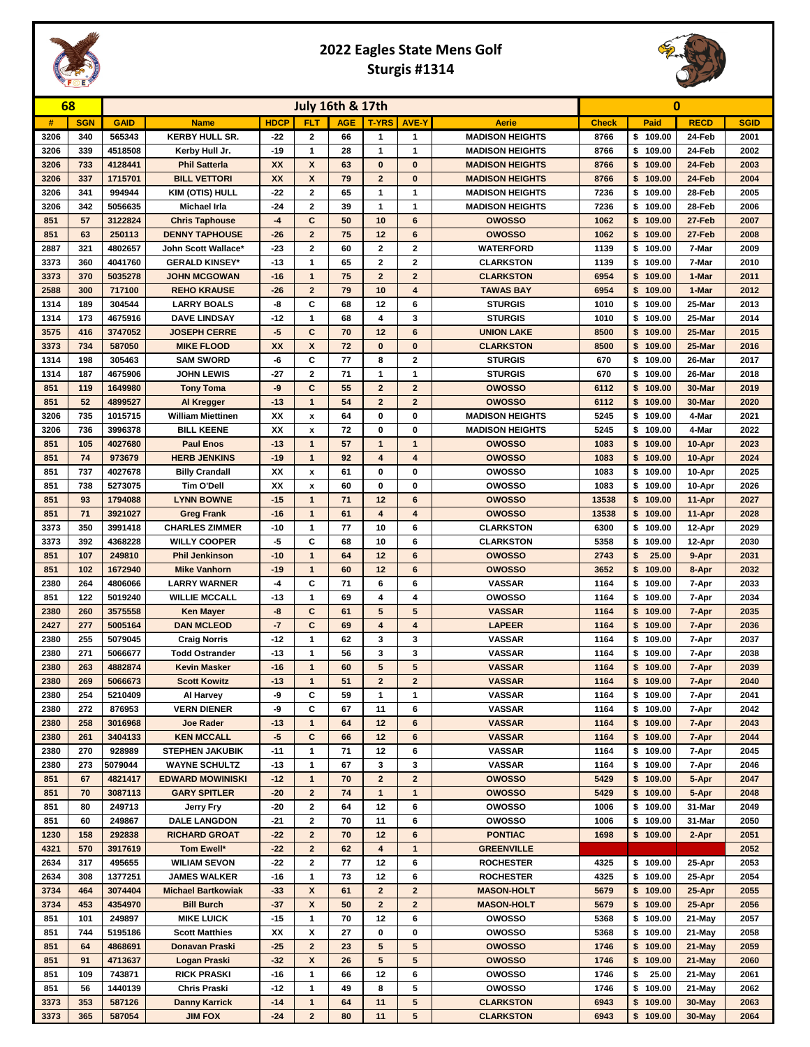# 2022 Eagles State Mens Golf
## Sturgis #1314

| 68 | | July 16th & 17th | | | | | | | | 0 | | | |
|---|---|---|---|---|---|---|---|---|---|---|---|---|---|
| # | SGN | GAID | Name | HDCP | FLT | AGE | T-YRS | AVE-Y | Aerie | Check | Paid | RECD | SGID |
| 3206 | 340 | 565343 | KERBY HULL SR. | -22 | 2 | 66 | 1 | 1 | MADISON HEIGHTS | 8766 | $ 109.00 | 24-Feb | 2001 |
| 3206 | 339 | 4518508 | Kerby Hull Jr. | -19 | 1 | 28 | 1 | 1 | MADISON HEIGHTS | 8766 | $ 109.00 | 24-Feb | 2002 |
| 3206 | 733 | 4128441 | Phil Satterla | XX | X | 63 | 0 | 0 | MADISON HEIGHTS | 8766 | $ 109.00 | 24-Feb | 2003 |
| 3206 | 337 | 1715701 | BILL VETTORI | XX | X | 79 | 2 | 0 | MADISON HEIGHTS | 8766 | $ 109.00 | 24-Feb | 2004 |
| 3206 | 341 | 994944 | KIM (OTIS) HULL | -22 | 2 | 65 | 1 | 1 | MADISON HEIGHTS | 7236 | $ 109.00 | 28-Feb | 2005 |
| 3206 | 342 | 5056635 | Michael Irla | -24 | 2 | 39 | 1 | 1 | MADISON HEIGHTS | 7236 | $ 109.00 | 28-Feb | 2006 |
| 851 | 57 | 3122824 | Chris Taphouse | -4 | C | 50 | 10 | 6 | OWOSSO | 1062 | $ 109.00 | 27-Feb | 2007 |
| 851 | 63 | 250113 | DENNY TAPHOUSE | -26 | 2 | 75 | 12 | 6 | OWOSSO | 1062 | $ 109.00 | 27-Feb | 2008 |
| 2887 | 321 | 4802657 | John Scott Wallace* | -23 | 2 | 60 | 2 | 2 | WATERFORD | 1139 | $ 109.00 | 7-Mar | 2009 |
| 3373 | 360 | 4041760 | GERALD KINSEY* | -13 | 1 | 65 | 2 | 2 | CLARKSTON | 1139 | $ 109.00 | 7-Mar | 2010 |
| 3373 | 370 | 5035278 | JOHN MCGOWAN | -16 | 1 | 75 | 2 | 2 | CLARKSTON | 6954 | $ 109.00 | 1-Mar | 2011 |
| 2588 | 300 | 717100 | REHO KRAUSE | -26 | 2 | 79 | 10 | 4 | TAWAS BAY | 6954 | $ 109.00 | 1-Mar | 2012 |
| 1314 | 189 | 304544 | LARRY BOALS | -8 | C | 68 | 12 | 6 | STURGIS | 1010 | $ 109.00 | 25-Mar | 2013 |
| 1314 | 173 | 4675916 | DAVE LINDSAY | -12 | 1 | 68 | 4 | 3 | STURGIS | 1010 | $ 109.00 | 25-Mar | 2014 |
| 3575 | 416 | 3747052 | JOSEPH CERRE | -5 | C | 70 | 12 | 6 | UNION LAKE | 8500 | $ 109.00 | 25-Mar | 2015 |
| 3373 | 734 | 587050 | MIKE FLOOD | XX | X | 72 | 0 | 0 | CLARKSTON | 8500 | $ 109.00 | 25-Mar | 2016 |
| 1314 | 198 | 305463 | SAM SWORD | -6 | C | 77 | 8 | 2 | STURGIS | 670 | $ 109.00 | 26-Mar | 2017 |
| 1314 | 187 | 4675906 | JOHN LEWIS | -27 | 2 | 71 | 1 | 1 | STURGIS | 670 | $ 109.00 | 26-Mar | 2018 |
| 851 | 119 | 1649980 | Tony Toma | -9 | C | 55 | 2 | 2 | OWOSSO | 6112 | $ 109.00 | 30-Mar | 2019 |
| 851 | 52 | 4899527 | Al Kregger | -13 | 1 | 54 | 2 | 2 | OWOSSO | 6112 | $ 109.00 | 30-Mar | 2020 |
| 3206 | 735 | 1015715 | William Miettinen | XX | x | 64 | 0 | 0 | MADISON HEIGHTS | 5245 | $ 109.00 | 4-Mar | 2021 |
| 3206 | 736 | 3996378 | BILL KEENE | XX | x | 72 | 0 | 0 | MADISON HEIGHTS | 5245 | $ 109.00 | 4-Mar | 2022 |
| 851 | 105 | 4027680 | Paul Enos | -13 | 1 | 57 | 1 | 1 | OWOSSO | 1083 | $ 109.00 | 10-Apr | 2023 |
| 851 | 74 | 973679 | HERB JENKINS | -19 | 1 | 92 | 4 | 4 | OWOSSO | 1083 | $ 109.00 | 10-Apr | 2024 |
| 851 | 737 | 4027678 | Billy Crandall | XX | x | 61 | 0 | 0 | OWOSSO | 1083 | $ 109.00 | 10-Apr | 2025 |
| 851 | 738 | 5273075 | Tim O'Dell | XX | x | 60 | 0 | 0 | OWOSSO | 1083 | $ 109.00 | 10-Apr | 2026 |
| 851 | 93 | 1794088 | LYNN BOWNE | -15 | 1 | 71 | 12 | 6 | OWOSSO | 13538 | $ 109.00 | 11-Apr | 2027 |
| 851 | 71 | 3921027 | Greg Frank | -16 | 1 | 61 | 4 | 4 | OWOSSO | 13538 | $ 109.00 | 11-Apr | 2028 |
| 3373 | 350 | 3991418 | CHARLES ZIMMER | -10 | 1 | 77 | 10 | 6 | CLARKSTON | 6300 | $ 109.00 | 12-Apr | 2029 |
| 3373 | 392 | 4368228 | WILLY COOPER | -5 | C | 68 | 10 | 6 | CLARKSTON | 5358 | $ 109.00 | 12-Apr | 2030 |
| 851 | 107 | 249810 | Phil Jenkinson | -10 | 1 | 64 | 12 | 6 | OWOSSO | 2743 | $ 25.00 | 9-Apr | 2031 |
| 851 | 102 | 1672940 | Mike Vanhorn | -19 | 1 | 60 | 12 | 6 | OWOSSO | 3652 | $ 109.00 | 8-Apr | 2032 |
| 2380 | 264 | 4806066 | LARRY WARNER | -4 | C | 71 | 6 | 6 | VASSAR | 1164 | $ 109.00 | 7-Apr | 2033 |
| 851 | 122 | 5019240 | WILLIE MCCALL | -13 | 1 | 69 | 4 | 4 | OWOSSO | 1164 | $ 109.00 | 7-Apr | 2034 |
| 2380 | 260 | 3575558 | Ken Mayer | -8 | C | 61 | 5 | 5 | VASSAR | 1164 | $ 109.00 | 7-Apr | 2035 |
| 2427 | 277 | 5005164 | DAN MCLEOD | -7 | C | 69 | 4 | 4 | LAPEER | 1164 | $ 109.00 | 7-Apr | 2036 |
| 2380 | 255 | 5079045 | Craig Norris | -12 | 1 | 62 | 3 | 3 | VASSAR | 1164 | $ 109.00 | 7-Apr | 2037 |
| 2380 | 271 | 5066677 | Todd Ostrander | -13 | 1 | 56 | 3 | 3 | VASSAR | 1164 | $ 109.00 | 7-Apr | 2038 |
| 2380 | 263 | 4882874 | Kevin Masker | -16 | 1 | 60 | 5 | 5 | VASSAR | 1164 | $ 109.00 | 7-Apr | 2039 |
| 2380 | 269 | 5066673 | Scott Kowitz | -13 | 1 | 51 | 2 | 2 | VASSAR | 1164 | $ 109.00 | 7-Apr | 2040 |
| 2380 | 254 | 5210409 | Al Harvey | -9 | C | 59 | 1 | 1 | VASSAR | 1164 | $ 109.00 | 7-Apr | 2041 |
| 2380 | 272 | 876953 | VERN DIENER | -9 | C | 67 | 11 | 6 | VASSAR | 1164 | $ 109.00 | 7-Apr | 2042 |
| 2380 | 258 | 3016968 | Joe Rader | -13 | 1 | 64 | 12 | 6 | VASSAR | 1164 | $ 109.00 | 7-Apr | 2043 |
| 2380 | 261 | 3404133 | KEN MCCALL | -5 | C | 66 | 12 | 6 | VASSAR | 1164 | $ 109.00 | 7-Apr | 2044 |
| 2380 | 270 | 928989 | STEPHEN JAKUBIK | -11 | 1 | 71 | 12 | 6 | VASSAR | 1164 | $ 109.00 | 7-Apr | 2045 |
| 2380 | 273 | 5079044 | WAYNE SCHULTZ | -13 | 1 | 67 | 3 | 3 | VASSAR | 1164 | $ 109.00 | 7-Apr | 2046 |
| 851 | 67 | 4821417 | EDWARD MOWINISKI | -12 | 1 | 70 | 2 | 2 | OWOSSO | 5429 | $ 109.00 | 5-Apr | 2047 |
| 851 | 70 | 3087113 | GARY SPITLER | -20 | 2 | 74 | 1 | 1 | OWOSSO | 5429 | $ 109.00 | 5-Apr | 2048 |
| 851 | 80 | 249713 | Jerry Fry | -20 | 2 | 64 | 12 | 6 | OWOSSO | 1006 | $ 109.00 | 31-Mar | 2049 |
| 851 | 60 | 249867 | DALE LANGDON | -21 | 2 | 70 | 11 | 6 | OWOSSO | 1006 | $ 109.00 | 31-Mar | 2050 |
| 1230 | 158 | 292838 | RICHARD GROAT | -22 | 2 | 70 | 12 | 6 | PONTIAC | 1698 | $ 109.00 | 2-Apr | 2051 |
| 4321 | 570 | 3917619 | Tom Ewell* | -22 | 2 | 62 | 4 | 1 | GREENVILLE | | | | 2052 |
| 2634 | 317 | 495655 | WILIAM SEVON | -22 | 2 | 77 | 12 | 6 | ROCHESTER | 4325 | $ 109.00 | 25-Apr | 2053 |
| 2634 | 308 | 1377251 | JAMES WALKER | -16 | 1 | 73 | 12 | 6 | ROCHESTER | 4325 | $ 109.00 | 25-Apr | 2054 |
| 3734 | 464 | 3074404 | Michael Bartkowiak | -33 | X | 61 | 2 | 2 | MASON-HOLT | 5679 | $ 109.00 | 25-Apr | 2055 |
| 3734 | 453 | 4354970 | Bill Burch | -37 | X | 50 | 2 | 2 | MASON-HOLT | 5679 | $ 109.00 | 25-Apr | 2056 |
| 851 | 101 | 249897 | MIKE LUICK | -15 | 1 | 70 | 12 | 6 | OWOSSO | 5368 | $ 109.00 | 21-May | 2057 |
| 851 | 744 | 5195186 | Scott Matthies | XX | X | 27 | 0 | 0 | OWOSSO | 5368 | $ 109.00 | 21-May | 2058 |
| 851 | 64 | 4868691 | Donavan Praski | -25 | 2 | 23 | 5 | 5 | OWOSSO | 1746 | $ 109.00 | 21-May | 2059 |
| 851 | 91 | 4713637 | Logan Praski | -32 | X | 26 | 5 | 5 | OWOSSO | 1746 | $ 109.00 | 21-May | 2060 |
| 851 | 109 | 743871 | RICK PRASKI | -16 | 1 | 66 | 12 | 6 | OWOSSO | 1746 | $ 25.00 | 21-May | 2061 |
| 851 | 56 | 1440139 | Chris Praski | -12 | 1 | 49 | 8 | 5 | OWOSSO | 1746 | $ 109.00 | 21-May | 2062 |
| 3373 | 353 | 587126 | Danny Karrick | -14 | 1 | 64 | 11 | 5 | CLARKSTON | 6943 | $ 109.00 | 30-May | 2063 |
| 3373 | 365 | 587054 | JIM FOX | -24 | 2 | 80 | 11 | 5 | CLARKSTON | 6943 | $ 109.00 | 30-May | 2064 |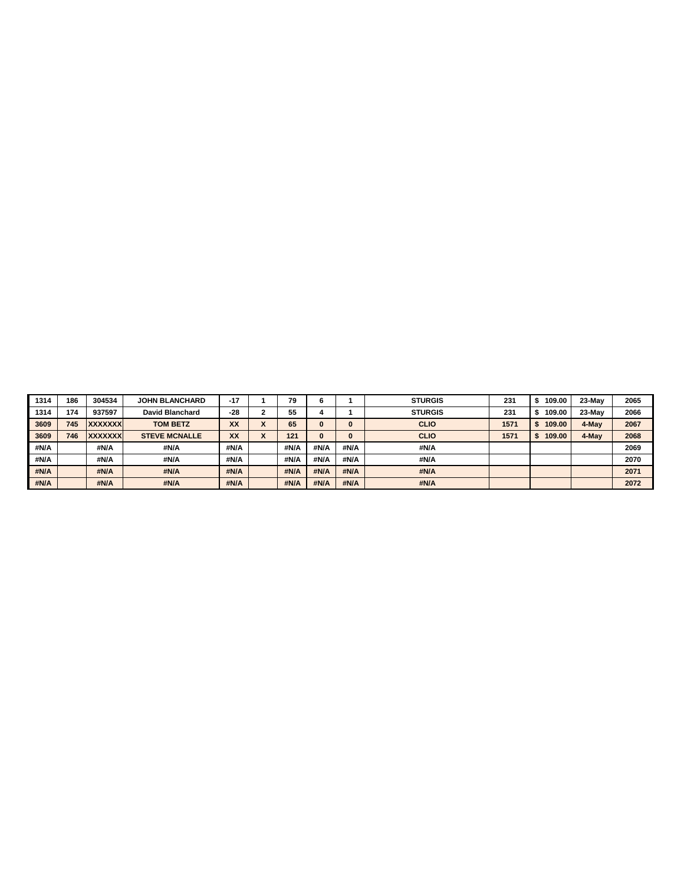| | | | | | | | | | | | | | |
|---|---|---|---|---|---|---|---|---|---|---|---|---|---|
| 1314 | 186 | 304534 | JOHN BLANCHARD | -17 | 1 | 79 | 6 | 1 | STURGIS | 231 | $ 109.00 | 23-May | 2065 |
| 1314 | 174 | 937597 | David Blanchard | -28 | 2 | 55 | 4 | 1 | STURGIS | 231 | $ 109.00 | 23-May | 2066 |
| 3609 | 745 | XXXXXXX | TOM BETZ | XX | X | 65 | 0 | 0 | CLIO | 1571 | $ 109.00 | 4-May | 2067 |
| 3609 | 746 | XXXXXXX | STEVE MCNALLE | XX | X | 121 | 0 | 0 | CLIO | 1571 | $ 109.00 | 4-May | 2068 |
| #N/A | | #N/A | #N/A | #N/A | | #N/A | #N/A | #N/A | #N/A | | | | 2069 |
| #N/A | | #N/A | #N/A | #N/A | | #N/A | #N/A | #N/A | #N/A | | | | 2070 |
| #N/A | | #N/A | #N/A | #N/A | | #N/A | #N/A | #N/A | #N/A | | | | 2071 |
| #N/A | | #N/A | #N/A | #N/A | | #N/A | #N/A | #N/A | #N/A | | | | 2072 |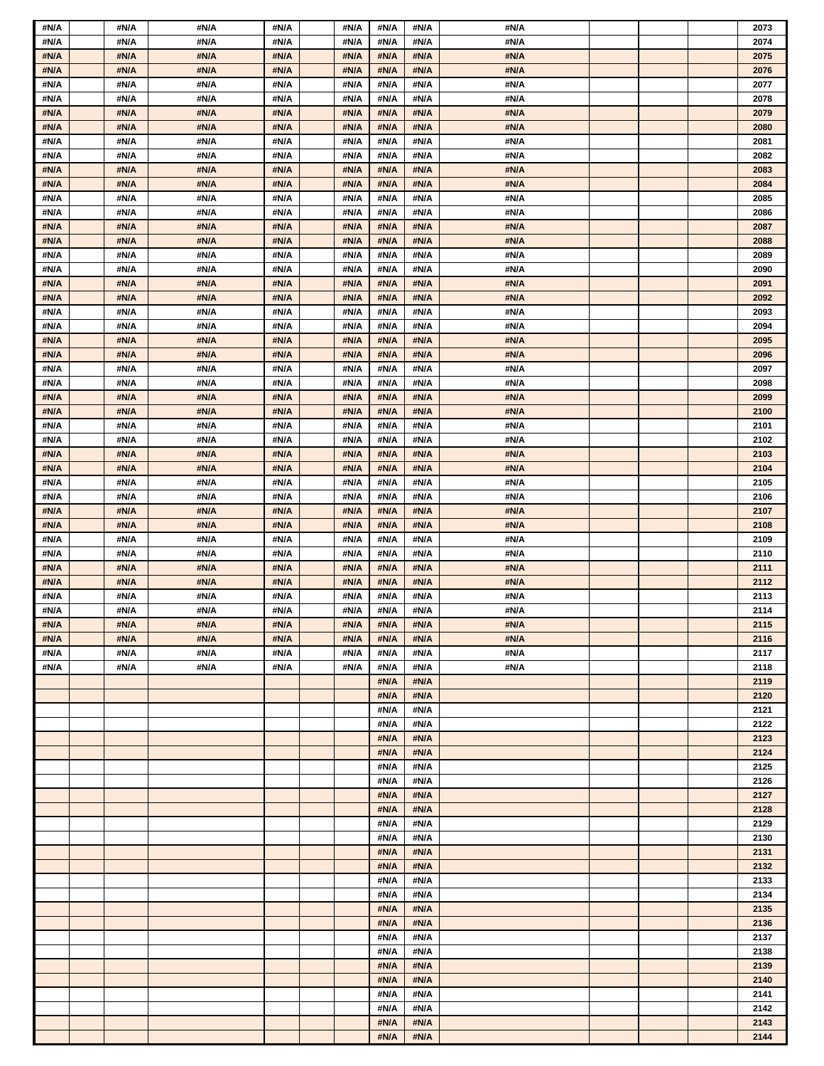| #N/A | | #N/A | #N/A | #N/A | | #N/A | #N/A | #N/A | #N/A | | | | 2073 |
|---|---|---|---|---|---|---|---|---|---|---|---|---|---|
| #N/A | | #N/A | #N/A | #N/A | | #N/A | #N/A | #N/A | #N/A | | | | 2074 |
| #N/A | | #N/A | #N/A | #N/A | | #N/A | #N/A | #N/A | #N/A | | | | 2075 |
| #N/A | | #N/A | #N/A | #N/A | | #N/A | #N/A | #N/A | #N/A | | | | 2076 |
| #N/A | | #N/A | #N/A | #N/A | | #N/A | #N/A | #N/A | #N/A | | | | 2077 |
| #N/A | | #N/A | #N/A | #N/A | | #N/A | #N/A | #N/A | #N/A | | | | 2078 |
| #N/A | | #N/A | #N/A | #N/A | | #N/A | #N/A | #N/A | #N/A | | | | 2079 |
| #N/A | | #N/A | #N/A | #N/A | | #N/A | #N/A | #N/A | #N/A | | | | 2080 |
| #N/A | | #N/A | #N/A | #N/A | | #N/A | #N/A | #N/A | #N/A | | | | 2081 |
| #N/A | | #N/A | #N/A | #N/A | | #N/A | #N/A | #N/A | #N/A | | | | 2082 |
| #N/A | | #N/A | #N/A | #N/A | | #N/A | #N/A | #N/A | #N/A | | | | 2083 |
| #N/A | | #N/A | #N/A | #N/A | | #N/A | #N/A | #N/A | #N/A | | | | 2084 |
| #N/A | | #N/A | #N/A | #N/A | | #N/A | #N/A | #N/A | #N/A | | | | 2085 |
| #N/A | | #N/A | #N/A | #N/A | | #N/A | #N/A | #N/A | #N/A | | | | 2086 |
| #N/A | | #N/A | #N/A | #N/A | | #N/A | #N/A | #N/A | #N/A | | | | 2087 |
| #N/A | | #N/A | #N/A | #N/A | | #N/A | #N/A | #N/A | #N/A | | | | 2088 |
| #N/A | | #N/A | #N/A | #N/A | | #N/A | #N/A | #N/A | #N/A | | | | 2089 |
| #N/A | | #N/A | #N/A | #N/A | | #N/A | #N/A | #N/A | #N/A | | | | 2090 |
| #N/A | | #N/A | #N/A | #N/A | | #N/A | #N/A | #N/A | #N/A | | | | 2091 |
| #N/A | | #N/A | #N/A | #N/A | | #N/A | #N/A | #N/A | #N/A | | | | 2092 |
| #N/A | | #N/A | #N/A | #N/A | | #N/A | #N/A | #N/A | #N/A | | | | 2093 |
| #N/A | | #N/A | #N/A | #N/A | | #N/A | #N/A | #N/A | #N/A | | | | 2094 |
| #N/A | | #N/A | #N/A | #N/A | | #N/A | #N/A | #N/A | #N/A | | | | 2095 |
| #N/A | | #N/A | #N/A | #N/A | | #N/A | #N/A | #N/A | #N/A | | | | 2096 |
| #N/A | | #N/A | #N/A | #N/A | | #N/A | #N/A | #N/A | #N/A | | | | 2097 |
| #N/A | | #N/A | #N/A | #N/A | | #N/A | #N/A | #N/A | #N/A | | | | 2098 |
| #N/A | | #N/A | #N/A | #N/A | | #N/A | #N/A | #N/A | #N/A | | | | 2099 |
| #N/A | | #N/A | #N/A | #N/A | | #N/A | #N/A | #N/A | #N/A | | | | 2100 |
| #N/A | | #N/A | #N/A | #N/A | | #N/A | #N/A | #N/A | #N/A | | | | 2101 |
| #N/A | | #N/A | #N/A | #N/A | | #N/A | #N/A | #N/A | #N/A | | | | 2102 |
| #N/A | | #N/A | #N/A | #N/A | | #N/A | #N/A | #N/A | #N/A | | | | 2103 |
| #N/A | | #N/A | #N/A | #N/A | | #N/A | #N/A | #N/A | #N/A | | | | 2104 |
| #N/A | | #N/A | #N/A | #N/A | | #N/A | #N/A | #N/A | #N/A | | | | 2105 |
| #N/A | | #N/A | #N/A | #N/A | | #N/A | #N/A | #N/A | #N/A | | | | 2106 |
| #N/A | | #N/A | #N/A | #N/A | | #N/A | #N/A | #N/A | #N/A | | | | 2107 |
| #N/A | | #N/A | #N/A | #N/A | | #N/A | #N/A | #N/A | #N/A | | | | 2108 |
| #N/A | | #N/A | #N/A | #N/A | | #N/A | #N/A | #N/A | #N/A | | | | 2109 |
| #N/A | | #N/A | #N/A | #N/A | | #N/A | #N/A | #N/A | #N/A | | | | 2110 |
| #N/A | | #N/A | #N/A | #N/A | | #N/A | #N/A | #N/A | #N/A | | | | 2111 |
| #N/A | | #N/A | #N/A | #N/A | | #N/A | #N/A | #N/A | #N/A | | | | 2112 |
| #N/A | | #N/A | #N/A | #N/A | | #N/A | #N/A | #N/A | #N/A | | | | 2113 |
| #N/A | | #N/A | #N/A | #N/A | | #N/A | #N/A | #N/A | #N/A | | | | 2114 |
| #N/A | | #N/A | #N/A | #N/A | | #N/A | #N/A | #N/A | #N/A | | | | 2115 |
| #N/A | | #N/A | #N/A | #N/A | | #N/A | #N/A | #N/A | #N/A | | | | 2116 |
| #N/A | | #N/A | #N/A | #N/A | | #N/A | #N/A | #N/A | #N/A | | | | 2117 |
| #N/A | | #N/A | #N/A | #N/A | | #N/A | #N/A | #N/A | #N/A | | | | 2118 |
| | | | | | | | #N/A | #N/A | | | | | 2119 |
| | | | | | | | #N/A | #N/A | | | | | 2120 |
| | | | | | | | #N/A | #N/A | | | | | 2121 |
| | | | | | | | #N/A | #N/A | | | | | 2122 |
| | | | | | | | #N/A | #N/A | | | | | 2123 |
| | | | | | | | #N/A | #N/A | | | | | 2124 |
| | | | | | | | #N/A | #N/A | | | | | 2125 |
| | | | | | | | #N/A | #N/A | | | | | 2126 |
| | | | | | | | #N/A | #N/A | | | | | 2127 |
| | | | | | | | #N/A | #N/A | | | | | 2128 |
| | | | | | | | #N/A | #N/A | | | | | 2129 |
| | | | | | | | #N/A | #N/A | | | | | 2130 |
| | | | | | | | #N/A | #N/A | | | | | 2131 |
| | | | | | | | #N/A | #N/A | | | | | 2132 |
| | | | | | | | #N/A | #N/A | | | | | 2133 |
| | | | | | | | #N/A | #N/A | | | | | 2134 |
| | | | | | | | #N/A | #N/A | | | | | 2135 |
| | | | | | | | #N/A | #N/A | | | | | 2136 |
| | | | | | | | #N/A | #N/A | | | | | 2137 |
| | | | | | | | #N/A | #N/A | | | | | 2138 |
| | | | | | | | #N/A | #N/A | | | | | 2139 |
| | | | | | | | #N/A | #N/A | | | | | 2140 |
| | | | | | | | #N/A | #N/A | | | | | 2141 |
| | | | | | | | #N/A | #N/A | | | | | 2142 |
| | | | | | | | #N/A | #N/A | | | | | 2143 |
| | | | | | | | #N/A | #N/A | | | | | 2144 |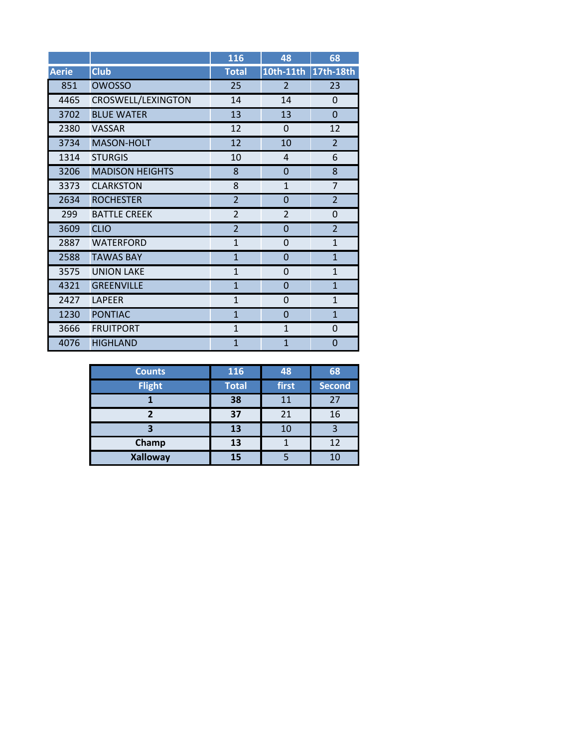| | | 116 | 48 | 68 |
|---|---|---|---|---|
| **Aerie** | **Club** | **Total** | **10th-11th** | **17th-18th** |
| 851 | OWOSSO | 25 | 2 | 23 |
| 4465 | CROSWELL/LEXINGTON | 14 | 14 | 0 |
| 3702 | BLUE WATER | 13 | 13 | 0 |
| 2380 | VASSAR | 12 | 0 | 12 |
| 3734 | MASON-HOLT | 12 | 10 | 2 |
| 1314 | STURGIS | 10 | 4 | 6 |
| 3206 | MADISON HEIGHTS | 8 | 0 | 8 |
| 3373 | CLARKSTON | 8 | 1 | 7 |
| 2634 | ROCHESTER | 2 | 0 | 2 |
| 299 | BATTLE CREEK | 2 | 2 | 0 |
| 3609 | CLIO | 2 | 0 | 2 |
| 2887 | WATERFORD | 1 | 0 | 1 |
| 2588 | TAWAS BAY | 1 | 0 | 1 |
| 3575 | UNION LAKE | 1 | 0 | 1 |
| 4321 | GREENVILLE | 1 | 0 | 1 |
| 2427 | LAPEER | 1 | 0 | 1 |
| 1230 | PONTIAC | 1 | 0 | 1 |
| 3666 | FRUITPORT | 1 | 1 | 0 |
| 4076 | HIGHLAND | 1 | 1 | 0 |

| Counts | 116 | 48 | 68 |
|---|---|---|---|
| **Flight** | **Total** | **first** | **Second** |
| **1** | **38** | 11 | 27 |
| **2** | **37** | 21 | 16 |
| **3** | **13** | 10 | 3 |
| **Champ** | **13** | 1 | 12 |
| **Xalloway** | **15** | 5 | 10 |